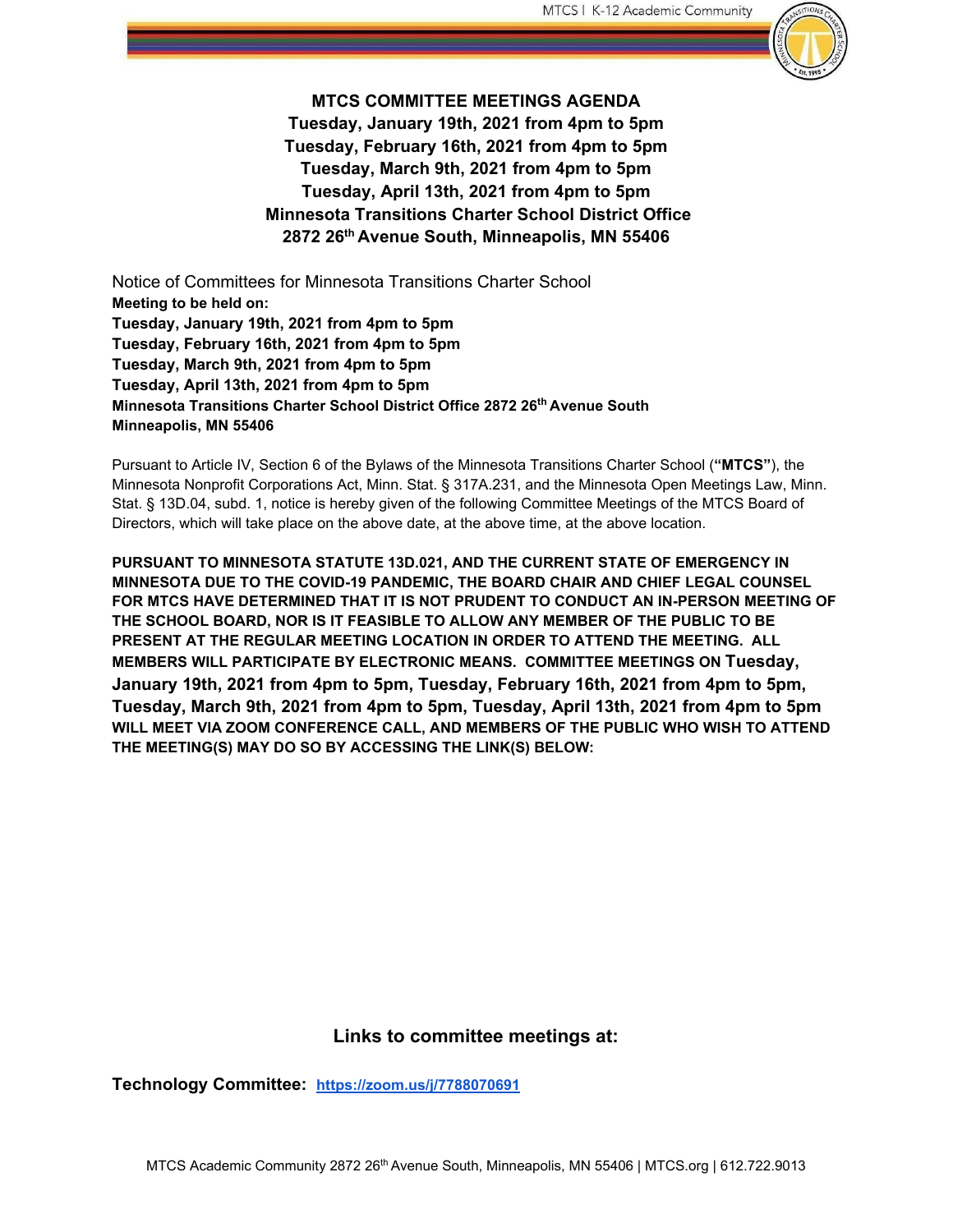# MTCS COMMITTEE MEETINGS AGENDA

**Tuesday, January 19th, 2021 from 4pm to 5pm**
**Tuesday, February 16th, 2021 from 4pm to 5pm**
**Tuesday, March 9th, 2021 from 4pm to 5pm**
**Tuesday, April 13th, 2021 from 4pm to 5pm**
**Minnesota Transitions Charter School District Office**
**2872 26th Avenue South, Minneapolis, MN 55406**

Notice of Committees for Minnesota Transitions Charter School
**Meeting to be held on:**
**Tuesday, January 19th, 2021 from 4pm to 5pm**
**Tuesday, February 16th, 2021 from 4pm to 5pm**
**Tuesday, March 9th, 2021 from 4pm to 5pm**
**Tuesday, April 13th, 2021 from 4pm to 5pm**
**Minnesota Transitions Charter School District Office 2872 26th Avenue South Minneapolis, MN 55406**

Pursuant to Article IV, Section 6 of the Bylaws of the Minnesota Transitions Charter School (**"MTCS"**), the Minnesota Nonprofit Corporations Act, Minn. Stat. § 317A.231, and the Minnesota Open Meetings Law, Minn. Stat. § 13D.04, subd. 1, notice is hereby given of the following Committee Meetings of the MTCS Board of Directors, which will take place on the above date, at the above time, at the above location.

**PURSUANT TO MINNESOTA STATUTE 13D.021, AND THE CURRENT STATE OF EMERGENCY IN MINNESOTA DUE TO THE COVID-19 PANDEMIC, THE BOARD CHAIR AND CHIEF LEGAL COUNSEL FOR MTCS HAVE DETERMINED THAT IT IS NOT PRUDENT TO CONDUCT AN IN-PERSON MEETING OF THE SCHOOL BOARD, NOR IS IT FEASIBLE TO ALLOW ANY MEMBER OF THE PUBLIC TO BE PRESENT AT THE REGULAR MEETING LOCATION IN ORDER TO ATTEND THE MEETING. ALL MEMBERS WILL PARTICIPATE BY ELECTRONIC MEANS. COMMITTEE MEETINGS ON Tuesday, January 19th, 2021 from 4pm to 5pm, Tuesday, February 16th, 2021 from 4pm to 5pm, Tuesday, March 9th, 2021 from 4pm to 5pm, Tuesday, April 13th, 2021 from 4pm to 5pm WILL MEET VIA ZOOM CONFERENCE CALL, AND MEMBERS OF THE PUBLIC WHO WISH TO ATTEND THE MEETING(S) MAY DO SO BY ACCESSING THE LINK(S) BELOW:**

## Links to committee meetings at:

**Technology Committee:** **https://zoom.us/j/7788070691**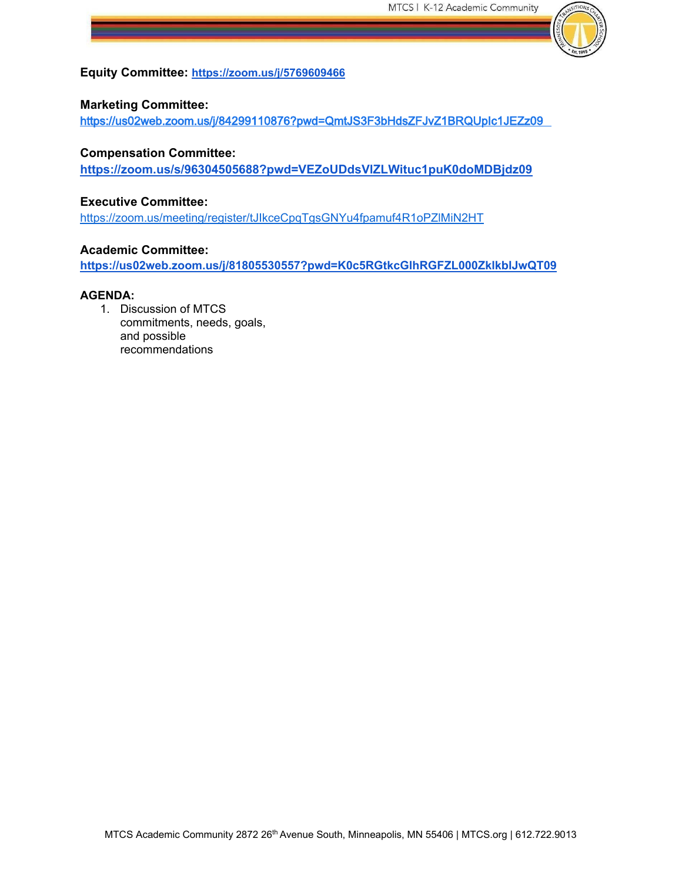**Equity Committee:** https://zoom.us/j/5769609466

**Marketing Committee:**
https://us02web.zoom.us/j/84299110876?pwd=QmtJS3F3bHdsZFJvZ1BRQUplc1JEZz09

**Compensation Committee:**
**https://zoom.us/s/96304505688?pwd=VEZoUDdsVlZLWituc1puK0doMDBjdz09**

**Executive Committee:**
https://zoom.us/meeting/register/tJIkceCpqTgsGNYu4fpamuf4R1oPZlMiN2HT

**Academic Committee:**
**https://us02web.zoom.us/j/81805530557?pwd=K0c5RGtkcGlhRGFZL000ZklkblJwQT09**

**AGENDA:**

1. Discussion of MTCS commitments, needs, goals, and possible recommendations

MTCS Academic Community 2872 26th Avenue South, Minneapolis, MN 55406 | MTCS.org | 612.722.9013